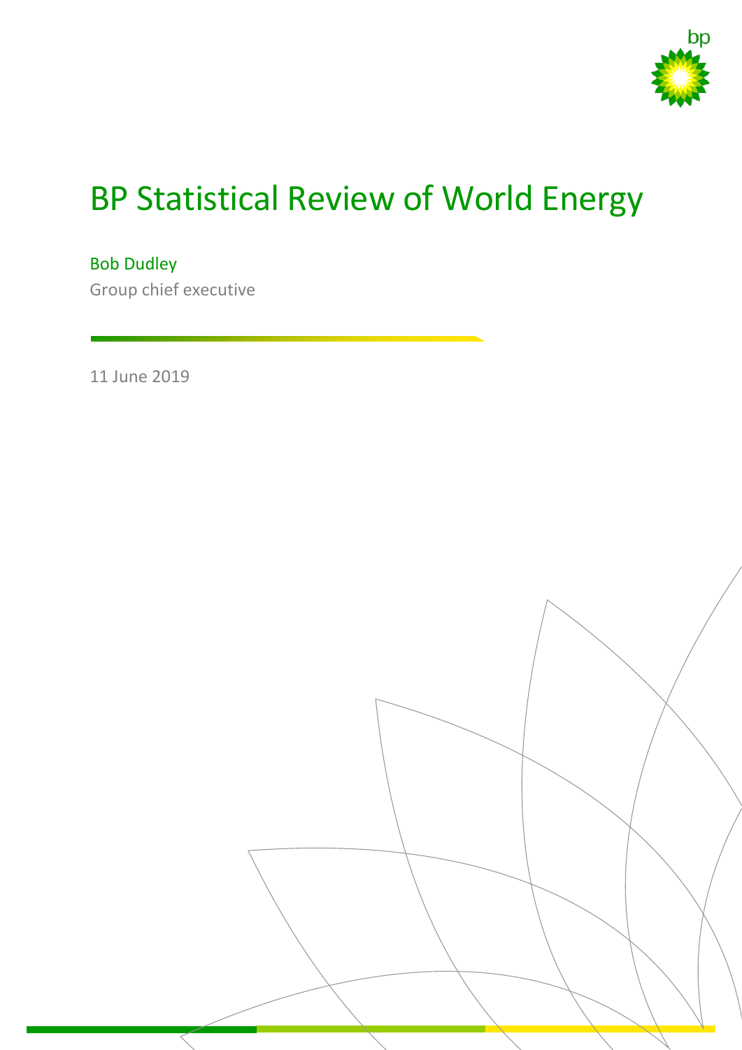# BP Statistical Review of World Energy

Bob Dudley

Group chief executive

11 June 2019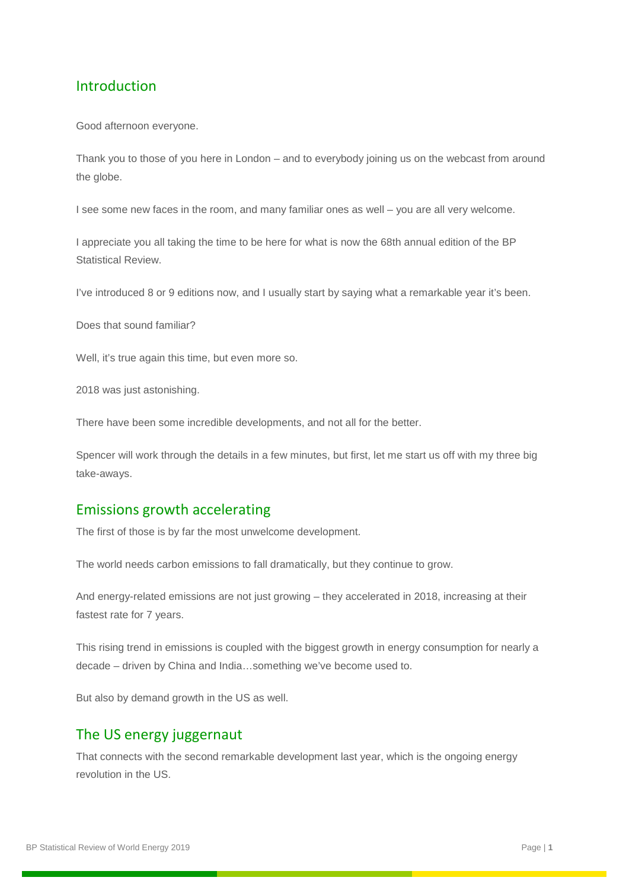## Introduction

Good afternoon everyone.

Thank you to those of you here in London – and to everybody joining us on the webcast from around the globe.

I see some new faces in the room, and many familiar ones as well – you are all very welcome.

I appreciate you all taking the time to be here for what is now the 68th annual edition of the BP Statistical Review.

I've introduced 8 or 9 editions now, and I usually start by saying what a remarkable year it's been.

Does that sound familiar?

Well, it's true again this time, but even more so.

2018 was just astonishing.

There have been some incredible developments, and not all for the better.

Spencer will work through the details in a few minutes, but first, let me start us off with my three big take-aways.

## Emissions growth accelerating

The first of those is by far the most unwelcome development.

The world needs carbon emissions to fall dramatically, but they continue to grow.

And energy-related emissions are not just growing – they accelerated in 2018, increasing at their fastest rate for 7 years.

This rising trend in emissions is coupled with the biggest growth in energy consumption for nearly a decade – driven by China and India…something we've become used to.

But also by demand growth in the US as well.

## The US energy juggernaut

That connects with the second remarkable development last year, which is the ongoing energy revolution in the US.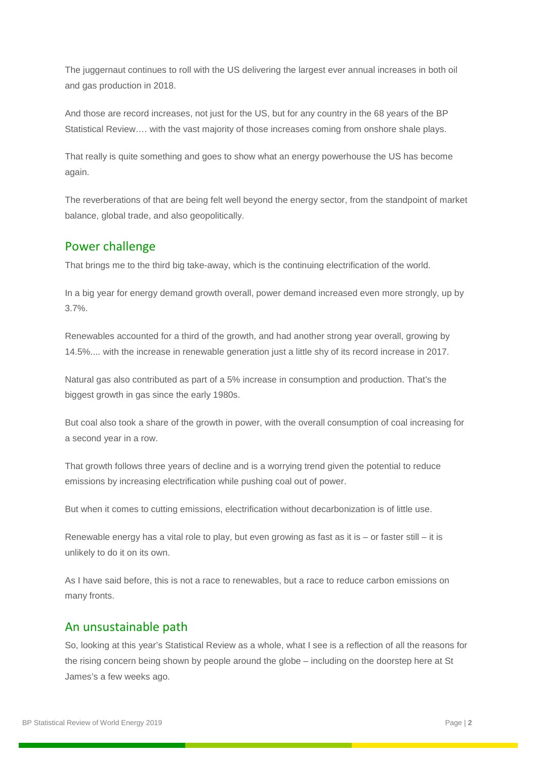The juggernaut continues to roll with the US delivering the largest ever annual increases in both oil and gas production in 2018.

And those are record increases, not just for the US, but for any country in the 68 years of the BP Statistical Review…. with the vast majority of those increases coming from onshore shale plays.

That really is quite something and goes to show what an energy powerhouse the US has become again.

The reverberations of that are being felt well beyond the energy sector, from the standpoint of market balance, global trade, and also geopolitically.

## Power challenge

That brings me to the third big take-away, which is the continuing electrification of the world.

In a big year for energy demand growth overall, power demand increased even more strongly, up by 3.7%.

Renewables accounted for a third of the growth, and had another strong year overall, growing by 14.5%.... with the increase in renewable generation just a little shy of its record increase in 2017.

Natural gas also contributed as part of a 5% increase in consumption and production. That's the biggest growth in gas since the early 1980s.

But coal also took a share of the growth in power, with the overall consumption of coal increasing for a second year in a row.

That growth follows three years of decline and is a worrying trend given the potential to reduce emissions by increasing electrification while pushing coal out of power.

But when it comes to cutting emissions, electrification without decarbonization is of little use.

Renewable energy has a vital role to play, but even growing as fast as it is – or faster still – it is unlikely to do it on its own.

As I have said before, this is not a race to renewables, but a race to reduce carbon emissions on many fronts.

## An unsustainable path

So, looking at this year's Statistical Review as a whole, what I see is a reflection of all the reasons for the rising concern being shown by people around the globe – including on the doorstep here at St James's a few weeks ago.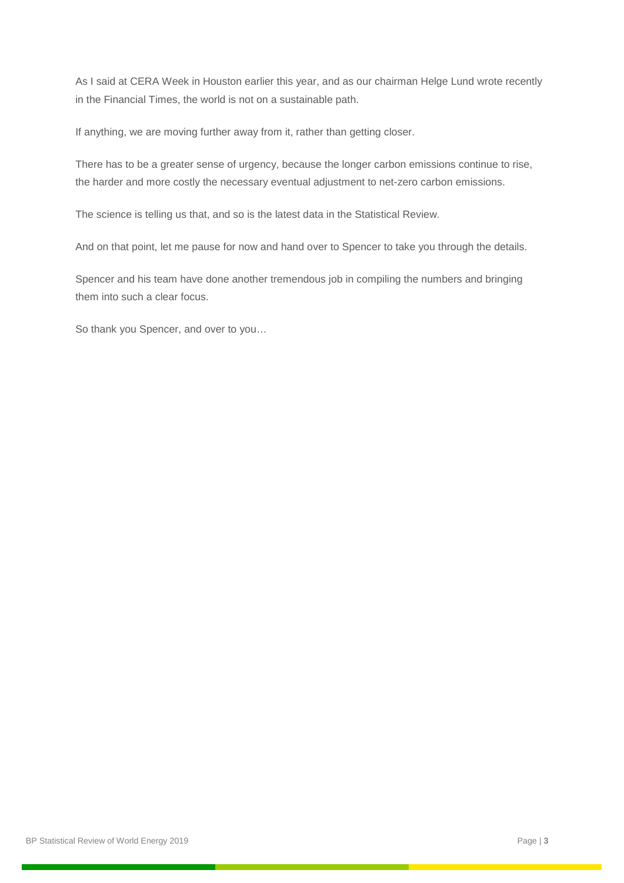As I said at CERA Week in Houston earlier this year, and as our chairman Helge Lund wrote recently in the Financial Times, the world is not on a sustainable path.

If anything, we are moving further away from it, rather than getting closer.

There has to be a greater sense of urgency, because the longer carbon emissions continue to rise, the harder and more costly the necessary eventual adjustment to net-zero carbon emissions.

The science is telling us that, and so is the latest data in the Statistical Review.

And on that point, let me pause for now and hand over to Spencer to take you through the details.

Spencer and his team have done another tremendous job in compiling the numbers and bringing them into such a clear focus.

So thank you Spencer, and over to you…